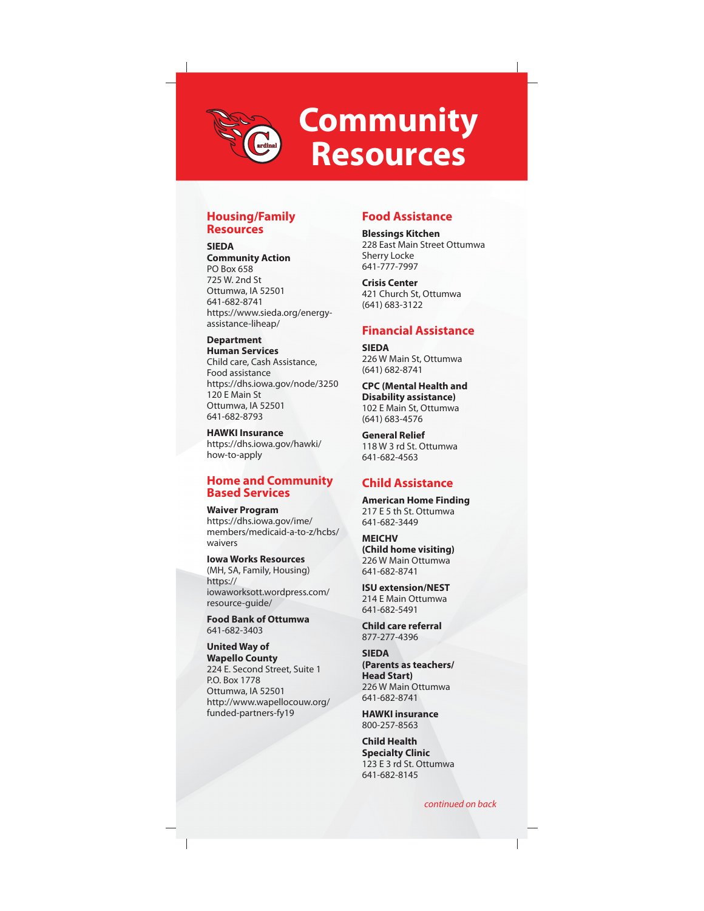# Community Resources

## Housing/Family Resources

**SIEDA**
**Community Action**
PO Box 658
725 W. 2nd St
Ottumwa, IA 52501
641-682-8741
https://www.sieda.org/energy-assistance-liheap/

**Department Human Services**
Child care, Cash Assistance, Food assistance
https://dhs.iowa.gov/node/3250
120 E Main St
Ottumwa, IA 52501
641-682-8793

**HAWKI Insurance**
https://dhs.iowa.gov/hawki/how-to-apply

## Home and Community Based Services

**Waiver Program**
https://dhs.iowa.gov/ime/members/medicaid-a-to-z/hcbs/waivers

**Iowa Works Resources**
(MH, SA, Family, Housing)
https://iowaworksott.wordpress.com/resource-guide/

**Food Bank of Ottumwa**
641-682-3403

**United Way of Wapello County**
224 E. Second Street, Suite 1
P.O. Box 1778
Ottumwa, IA 52501
http://www.wapellocouw.org/funded-partners-fy19

## Food Assistance

**Blessings Kitchen**
228 East Main Street Ottumwa
Sherry Locke
641-777-7997

**Crisis Center**
421 Church St, Ottumwa
(641) 683-3122

## Financial Assistance

**SIEDA**
226 W Main St, Ottumwa
(641) 682-8741

**CPC (Mental Health and Disability assistance)**
102 E Main St, Ottumwa
(641) 683-4576

**General Relief**
118 W 3 rd St. Ottumwa
641-682-4563

## Child Assistance

**American Home Finding**
217 E 5 th St. Ottumwa
641-682-3449

**MEICHV**
**(Child home visiting)**
226 W Main Ottumwa
641-682-8741

**ISU extension/NEST**
214 E Main Ottumwa
641-682-5491

**Child care referral**
877-277-4396

**SIEDA**
**(Parents as teachers/ Head Start)**
226 W Main Ottumwa
641-682-8741

**HAWKI insurance**
800-257-8563

**Child Health Specialty Clinic**
123 E 3 rd St. Ottumwa
641-682-8145

*continued on back*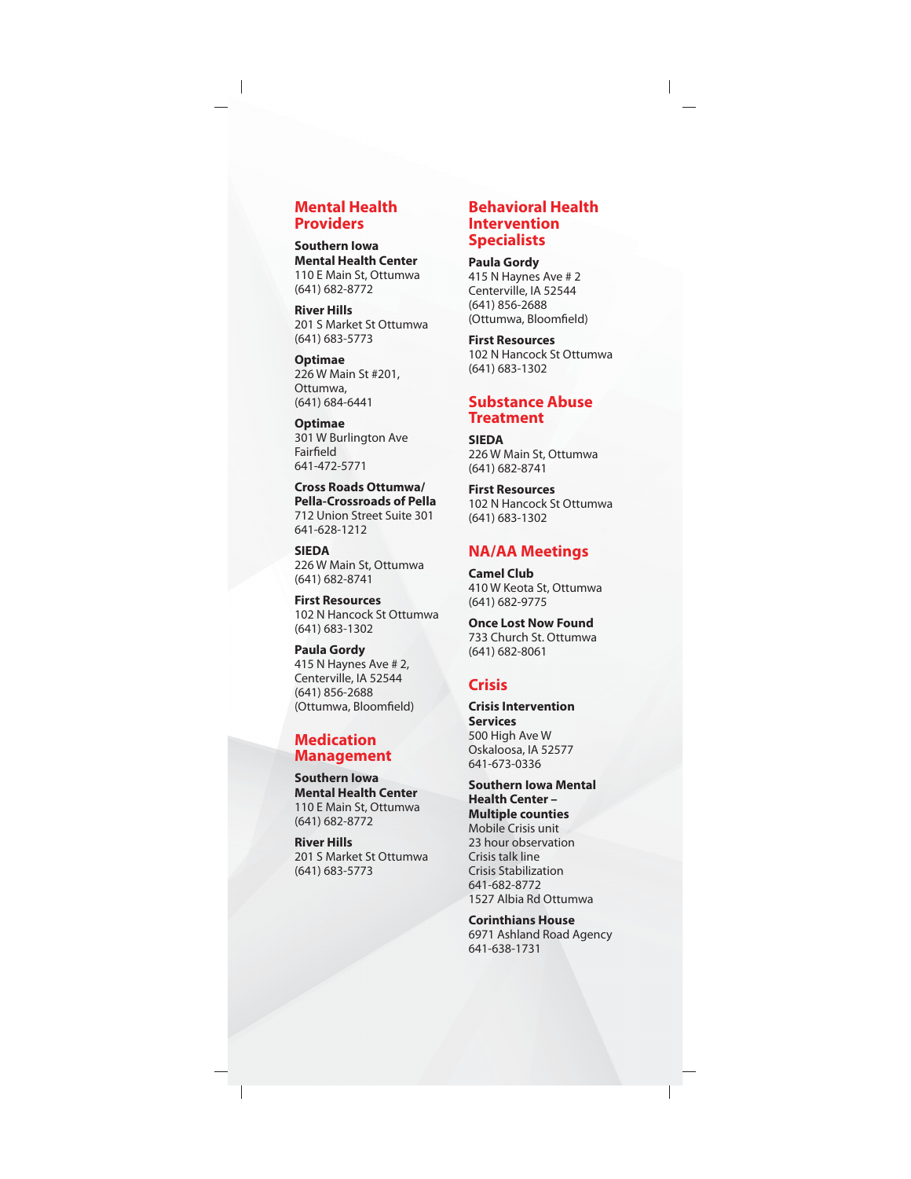## Mental Health Providers

**Southern Iowa Mental Health Center**
110 E Main St, Ottumwa
(641) 682-8772

**River Hills**
201 S Market St Ottumwa
(641) 683-5773

**Optimae**
226 W Main St #201,
Ottumwa,
(641) 684-6441

**Optimae**
301 W Burlington Ave
Fairfield
641-472-5771

**Cross Roads Ottumwa/ Pella-Crossroads of Pella**
712 Union Street Suite 301
641-628-1212

**SIEDA**
226 W Main St, Ottumwa
(641) 682-8741

**First Resources**
102 N Hancock St Ottumwa
(641) 683-1302

**Paula Gordy**
415 N Haynes Ave # 2,
Centerville, IA 52544
(641) 856-2688
(Ottumwa, Bloomfield)

## Medication Management

**Southern Iowa Mental Health Center**
110 E Main St, Ottumwa
(641) 682-8772

**River Hills**
201 S Market St Ottumwa
(641) 683-5773

## Behavioral Health Intervention Specialists

**Paula Gordy**
415 N Haynes Ave # 2
Centerville, IA 52544
(641) 856-2688
(Ottumwa, Bloomfield)

**First Resources**
102 N Hancock St Ottumwa
(641) 683-1302

## Substance Abuse Treatment

**SIEDA**
226 W Main St, Ottumwa
(641) 682-8741

**First Resources**
102 N Hancock St Ottumwa
(641) 683-1302

## NA/AA Meetings

**Camel Club**
410 W Keota St, Ottumwa
(641) 682-9775

**Once Lost Now Found**
733 Church St. Ottumwa
(641) 682-8061

## Crisis

**Crisis Intervention Services**
500 High Ave W
Oskaloosa, IA 52577
641-673-0336

**Southern Iowa Mental Health Center – Multiple counties**
Mobile Crisis unit
23 hour observation
Crisis talk line
Crisis Stabilization
641-682-8772
1527 Albia Rd Ottumwa

**Corinthians House**
6971 Ashland Road Agency
641-638-1731